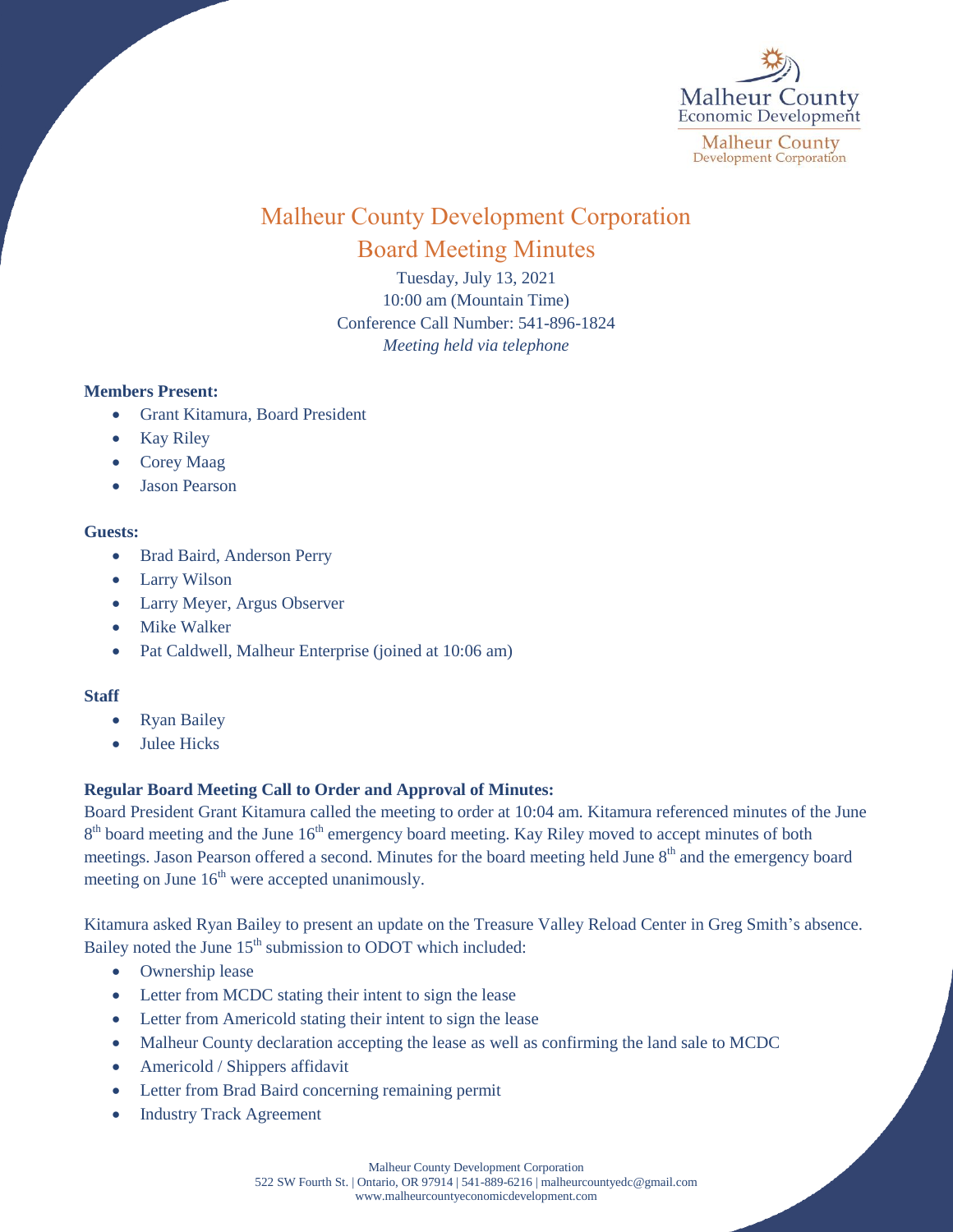# Malheur County Development Corporation

## Board Meeting Minutes

Tuesday, July 13, 2021
10:00 am (Mountain Time)
Conference Call Number: 541-896-1824
*Meeting held via telephone*

**Members Present:**

- Grant Kitamura, Board President
- Kay Riley
- Corey Maag
- Jason Pearson

**Guests:**

- Brad Baird, Anderson Perry
- Larry Wilson
- Larry Meyer, Argus Observer
- Mike Walker
- Pat Caldwell, Malheur Enterprise (joined at 10:06 am)

**Staff**

- Ryan Bailey
- Julee Hicks

**Regular Board Meeting Call to Order and Approval of Minutes:**

Board President Grant Kitamura called the meeting to order at 10:04 am. Kitamura referenced minutes of the June 8th board meeting and the June 16th emergency board meeting. Kay Riley moved to accept minutes of both meetings. Jason Pearson offered a second. Minutes for the board meeting held June 8th and the emergency board meeting on June 16th were accepted unanimously.

Kitamura asked Ryan Bailey to present an update on the Treasure Valley Reload Center in Greg Smith's absence. Bailey noted the June 15th submission to ODOT which included:

- Ownership lease
- Letter from MCDC stating their intent to sign the lease
- Letter from Americold stating their intent to sign the lease
- Malheur County declaration accepting the lease as well as confirming the land sale to MCDC
- Americold / Shippers affidavit
- Letter from Brad Baird concerning remaining permit
- Industry Track Agreement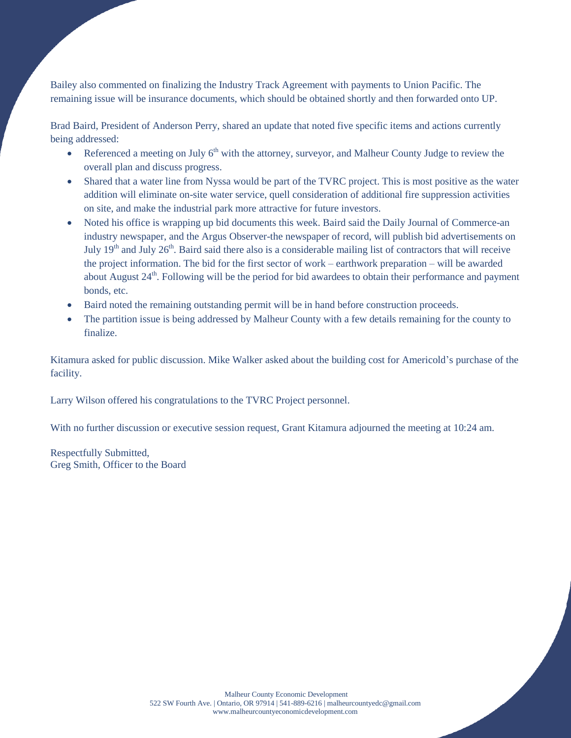Bailey also commented on finalizing the Industry Track Agreement with payments to Union Pacific. The remaining issue will be insurance documents, which should be obtained shortly and then forwarded onto UP.

Brad Baird, President of Anderson Perry, shared an update that noted five specific items and actions currently being addressed:

- Referenced a meeting on July 6th with the attorney, surveyor, and Malheur County Judge to review the overall plan and discuss progress.
- Shared that a water line from Nyssa would be part of the TVRC project. This is most positive as the water addition will eliminate on-site water service, quell consideration of additional fire suppression activities on site, and make the industrial park more attractive for future investors.
- Noted his office is wrapping up bid documents this week. Baird said the Daily Journal of Commerce-an industry newspaper, and the Argus Observer-the newspaper of record, will publish bid advertisements on July 19th and July 26th. Baird said there also is a considerable mailing list of contractors that will receive the project information. The bid for the first sector of work – earthwork preparation – will be awarded about August 24th. Following will be the period for bid awardees to obtain their performance and payment bonds, etc.
- Baird noted the remaining outstanding permit will be in hand before construction proceeds.
- The partition issue is being addressed by Malheur County with a few details remaining for the county to finalize.

Kitamura asked for public discussion. Mike Walker asked about the building cost for Americold's purchase of the facility.

Larry Wilson offered his congratulations to the TVRC Project personnel.

With no further discussion or executive session request, Grant Kitamura adjourned the meeting at 10:24 am.

Respectfully Submitted,
Greg Smith, Officer to the Board